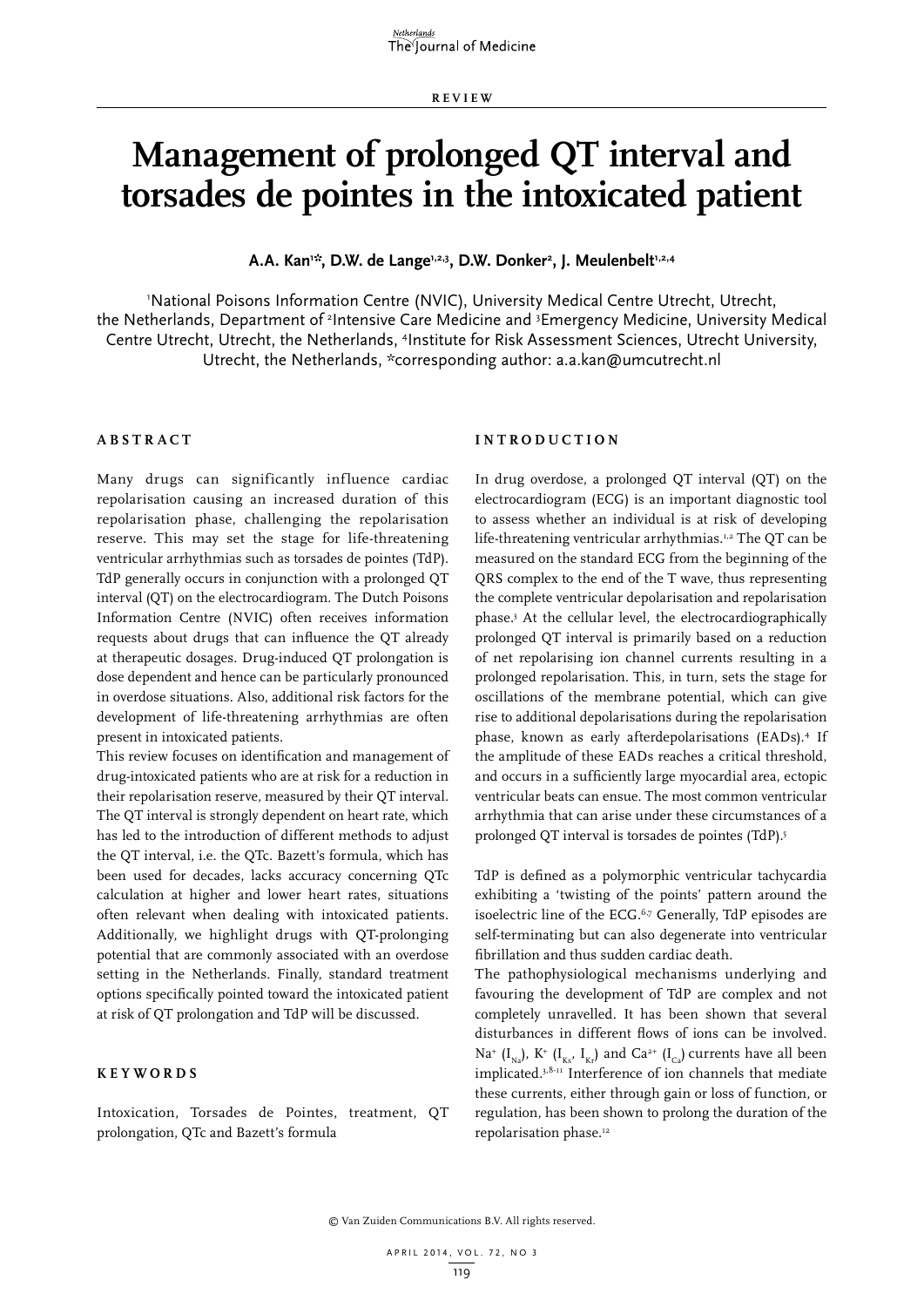REVIEW

# Management of prolonged QT interval and torsades de pointes in the intoxicated patient

**A.A. Kan[1*], D.W. de Lange[1,2,3], D.W. Donker[2], J. Meulenbelt[1,2,4]**

[1]National Poisons Information Centre (NVIC), University Medical Centre Utrecht, Utrecht, the Netherlands, Department of [2]Intensive Care Medicine and [3]Emergency Medicine, University Medical Centre Utrecht, Utrecht, the Netherlands, [4]Institute for Risk Assessment Sciences, Utrecht University, Utrecht, the Netherlands, *corresponding author: a.a.kan@umcutrecht.nl

## ABSTRACT

Many drugs can significantly influence cardiac repolarisation causing an increased duration of this repolarisation phase, challenging the repolarisation reserve. This may set the stage for life-threatening ventricular arrhythmias such as torsades de pointes (TdP). TdP generally occurs in conjunction with a prolonged QT interval (QT) on the electrocardiogram. The Dutch Poisons Information Centre (NVIC) often receives information requests about drugs that can influence the QT already at therapeutic dosages. Drug-induced QT prolongation is dose dependent and hence can be particularly pronounced in overdose situations. Also, additional risk factors for the development of life-threatening arrhythmias are often present in intoxicated patients.

This review focuses on identification and management of drug-intoxicated patients who are at risk for a reduction in their repolarisation reserve, measured by their QT interval. The QT interval is strongly dependent on heart rate, which has led to the introduction of different methods to adjust the QT interval, i.e. the QTc. Bazett's formula, which has been used for decades, lacks accuracy concerning QTc calculation at higher and lower heart rates, situations often relevant when dealing with intoxicated patients. Additionally, we highlight drugs with QT-prolonging potential that are commonly associated with an overdose setting in the Netherlands. Finally, standard treatment options specifically pointed toward the intoxicated patient at risk of QT prolongation and TdP will be discussed.

## KEYWORDS

Intoxication, Torsades de Pointes, treatment, QT prolongation, QTc and Bazett's formula

## INTRODUCTION

In drug overdose, a prolonged QT interval (QT) on the electrocardiogram (ECG) is an important diagnostic tool to assess whether an individual is at risk of developing life-threatening ventricular arrhythmias.[1,2] The QT can be measured on the standard ECG from the beginning of the QRS complex to the end of the T wave, thus representing the complete ventricular depolarisation and repolarisation phase.[3] At the cellular level, the electrocardiographically prolonged QT interval is primarily based on a reduction of net repolarising ion channel currents resulting in a prolonged repolarisation. This, in turn, sets the stage for oscillations of the membrane potential, which can give rise to additional depolarisations during the repolarisation phase, known as early afterdepolarisations (EADs).[4] If the amplitude of these EADs reaches a critical threshold, and occurs in a sufficiently large myocardial area, ectopic ventricular beats can ensue. The most common ventricular arrhythmia that can arise under these circumstances of a prolonged QT interval is torsades de pointes (TdP).[5]

TdP is defined as a polymorphic ventricular tachycardia exhibiting a 'twisting of the points' pattern around the isoelectric line of the ECG.[6,7] Generally, TdP episodes are self-terminating but can also degenerate into ventricular fibrillation and thus sudden cardiac death.

The pathophysiological mechanisms underlying and favouring the development of TdP are complex and not completely unravelled. It has been shown that several disturbances in different flows of ions can be involved. $Na^+$ ($I_{Na}$), $K^+$ ($I_{Ks}$, $I_{Kr}$) and $Ca^{2+}$ ($I_{Ca}$) currents have all been implicated.[3,8-11] Interference of ion channels that mediate these currents, either through gain or loss of function, or regulation, has been shown to prolong the duration of the repolarisation phase.[12]

© Van Zuiden Communications B.V. All rights reserved.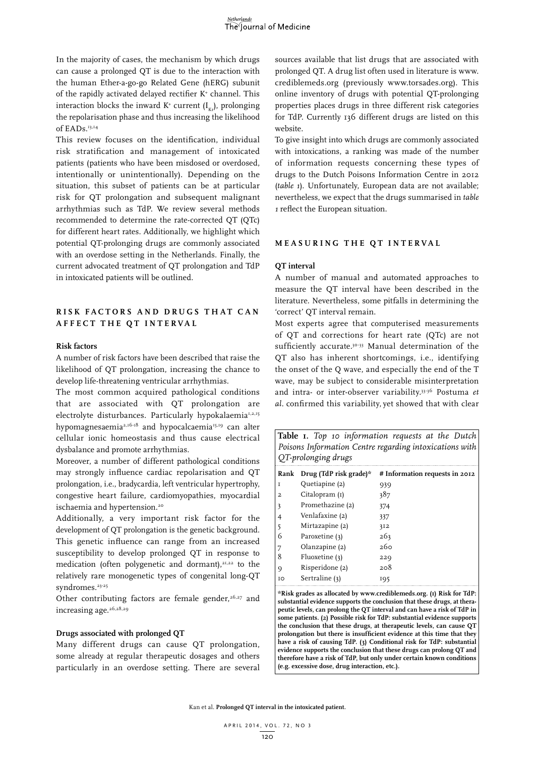In the majority of cases, the mechanism by which drugs can cause a prolonged QT is due to the interaction with the human Ether-a-go-go Related Gene (hERG) subunit of the rapidly activated delayed rectifier $K^+$ channel. This interaction blocks the inward $K^+$ current ($I_{Kr}$), prolonging the repolarisation phase and thus increasing the likelihood of EADs.[13,14]

This review focuses on the identification, individual risk stratification and management of intoxicated patients (patients who have been misdosed or overdosed, intentionally or unintentionally). Depending on the situation, this subset of patients can be at particular risk for QT prolongation and subsequent malignant arrhythmias such as TdP. We review several methods recommended to determine the rate-corrected QT (QTc) for different heart rates. Additionally, we highlight which potential QT-prolonging drugs are commonly associated with an overdose setting in the Netherlands. Finally, the current advocated treatment of QT prolongation and TdP in intoxicated patients will be outlined.

## RISK FACTORS AND DRUGS THAT CAN AFFECT THE QT INTERVAL

### Risk factors

A number of risk factors have been described that raise the likelihood of QT prolongation, increasing the chance to develop life-threatening ventricular arrhythmias.

The most common acquired pathological conditions that are associated with QT prolongation are electrolyte disturbances. Particularly hypokalaemia[1,2,15] hypomagnesaemia[2,16-18] and hypocalcaemia[15,19] can alter cellular ionic homeostasis and thus cause electrical dysbalance and promote arrhythmias.

Moreover, a number of different pathological conditions may strongly influence cardiac repolarisation and QT prolongation, i.e., bradycardia, left ventricular hypertrophy, congestive heart failure, cardiomyopathies, myocardial ischaemia and hypertension.[20]

Additionally, a very important risk factor for the development of QT prolongation is the genetic background. This genetic influence can range from an increased susceptibility to develop prolonged QT in response to medication (often polygenetic and dormant),[21,22] to the relatively rare monogenetic types of congenital long-QT syndromes.[23-25]

Other contributing factors are female gender,[26,27] and increasing age.[26,28,29]

### Drugs associated with prolonged QT

Many different drugs can cause QT prolongation, some already at regular therapeutic dosages and others particularly in an overdose setting. There are several sources available that list drugs that are associated with prolonged QT. A drug list often used in literature is www.crediblemeds.org (previously www.torsades.org). This online inventory of drugs with potential QT-prolonging properties places drugs in three different risk categories for TdP. Currently 136 different drugs are listed on this website.

To give insight into which drugs are commonly associated with intoxications, a ranking was made of the number of information requests concerning these types of drugs to the Dutch Poisons Information Centre in 2012 (*table 1*). Unfortunately, European data are not available; nevertheless, we expect that the drugs summarised in *table 1* reflect the European situation.

## MEASURING THE QT INTERVAL

### QT interval

A number of manual and automated approaches to measure the QT interval have been described in the literature. Nevertheless, some pitfalls in determining the 'correct' QT interval remain.

Most experts agree that computerised measurements of QT and corrections for heart rate (QTc) are not sufficiently accurate.[30-33] Manual determination of the QT also has inherent shortcomings, i.e., identifying the onset of the Q wave, and especially the end of the T wave, may be subject to considerable misinterpretation and intra- or inter-observer variability.[33-36] Postuma *et al*. confirmed this variability, yet showed that with clear

**Table 1.** *Top 10 information requests at the Dutch Poisons Information Centre regarding intoxications with QT-prolonging drugs*

| Rank | Drug (TdP risk grade)* | # Information requests in 2012 |
|---|---|---|
| 1 | Quetiapine (2) | 939 |
| 2 | Citalopram (1) | 387 |
| 3 | Promethazine (2) | 374 |
| 4 | Venlafaxine (2) | 337 |
| 5 | Mirtazapine (2) | 312 |
| 6 | Paroxetine (3) | 263 |
| 7 | Olanzapine (2) | 260 |
| 8 | Fluoxetine (3) | 229 |
| 9 | Risperidone (2) | 208 |
| 10 | Sertraline (3) | 195 |

**\*Risk grades as allocated by www.crediblemeds.org. (1) Risk for TdP: substantial evidence supports the conclusion that these drugs, at therapeutic levels, can prolong the QT interval and can have a risk of TdP in some patients. (2) Possible risk for TdP: substantial evidence supports the conclusion that these drugs, at therapeutic levels, can cause QT prolongation but there is insufficient evidence at this time that they have a risk of causing TdP. (3) Conditional risk for TdP: substantial evidence supports the conclusion that these drugs can prolong QT and therefore have a risk of TdP, but only under certain known conditions (e.g. excessive dose, drug interaction, etc.).**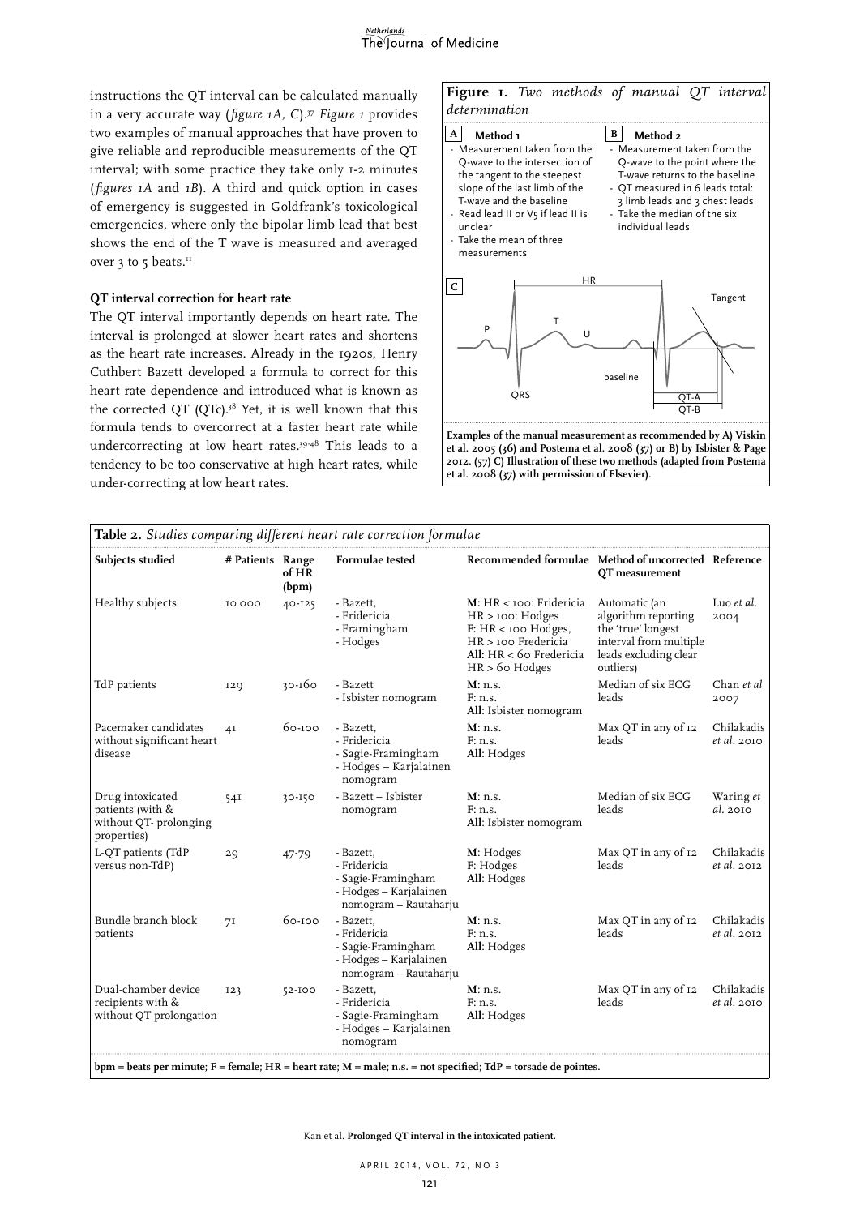instructions the QT interval can be calculated manually in a very accurate way (*figure 1A, C*).[37] *Figure 1* provides two examples of manual approaches that have proven to give reliable and reproducible measurements of the QT interval; with some practice they take only 1-2 minutes (*figures 1A* and *1B*). A third and quick option in cases of emergency is suggested in Goldfrank's toxicological emergencies, where only the bipolar limb lead that best shows the end of the T wave is measured and averaged over 3 to 5 beats.[11]

### QT interval correction for heart rate

The QT interval importantly depends on heart rate. The interval is prolonged at slower heart rates and shortens as the heart rate increases. Already in the 1920s, Henry Cuthbert Bazett developed a formula to correct for this heart rate dependence and introduced what is known as the corrected QT (QTc).[38] Yet, it is well known that this formula tends to overcorrect at a faster heart rate while undercorrecting at low heart rates.[39-48] This leads to a tendency to be too conservative at high heart rates, while under-correcting at low heart rates.

**Figure 1.** *Two methods of manual QT interval determination*

**A Method 1**
- Measurement taken from the Q-wave to the intersection of the tangent to the steepest slope of the last limb of the T-wave and the baseline
- Read lead II or V5 if lead II is unclear
- Take the mean of three measurements

**B Method 2**
- Measurement taken from the Q-wave to the point where the T-wave returns to the baseline
- QT measured in 6 leads total: 3 limb leads and 3 chest leads
- Take the median of the six individual leads

**C**

**Examples of the manual measurement as recommended by A) Viskin et al. 2005 (36) and Postema et al. 2008 (37) or B) by Isbister & Page 2012. (57) C) Illustration of these two methods (adapted from Postema et al. 2008 (37) with permission of Elsevier).**

**Table 2.** *Studies comparing different heart rate correction formulae*

| Subjects studied | # Patients | Range of HR (bpm) | Formulae tested | Recommended formulae | Method of uncorrected QT measurement | Reference |
|---|---|---|---|---|---|---|
| Healthy subjects | 10 000 | 40-125 | - Bazett, - Fridericia - Framingham - Hodges | **M:** HR < 100: Fridericia HR > 100: Hodges **F:** HR < 100 Hodges, HR > 100 Fredericia **All:** HR < 60 Fredericia HR > 60 Hodges | Automatic (an algorithm reporting the 'true' longest interval from multiple leads excluding clear outliers) | Luo *et al.* 2004 |
| TdP patients | 129 | 30-160 | - Bazett - Isbister nomogram | **M:** n.s. **F:** n.s. **All:** Isbister nomogram | Median of six ECG leads | Chan *et al* 2007 |
| Pacemaker candidates without significant heart disease | 41 | 60-100 | - Bazett, - Fridericia - Sagie-Framingham - Hodges – Karjalainen nomogram | **M:** n.s. **F:** n.s. **All:** Hodges | Max QT in any of 12 leads | Chilakadis *et al.* 2010 |
| Drug intoxicated patients (with & without QT- prolonging properties) | 541 | 30-150 | - Bazett – Isbister nomogram | **M:** n.s. **F:** n.s. **All:** Isbister nomogram | Median of six ECG leads | Waring *et al.* 2010 |
| L-QT patients (TdP versus non-TdP) | 29 | 47-79 | - Bazett, - Fridericia - Sagie-Framingham - Hodges – Karjalainen nomogram – Rautaharju | **M:** Hodges **F:** Hodges **All:** Hodges | Max QT in any of 12 leads | Chilakadis *et al.* 2012 |
| Bundle branch block patients | 71 | 60-100 | - Bazett, - Fridericia - Sagie-Framingham - Hodges – Karjalainen nomogram – Rautaharju | **M:** n.s. **F:** n.s. **All:** Hodges | Max QT in any of 12 leads | Chilakadis *et al.* 2012 |
| Dual-chamber device recipients with & without QT prolongation | 123 | 52-100 | - Bazett, - Fridericia - Sagie-Framingham - Hodges – Karjalainen nomogram | **M:** n.s. **F:** n.s. **All:** Hodges | Max QT in any of 12 leads | Chilakadis *et al.* 2010 |

**bpm = beats per minute; F = female; HR = heart rate; M = male; n.s. = not specified; TdP = torsade de pointes.**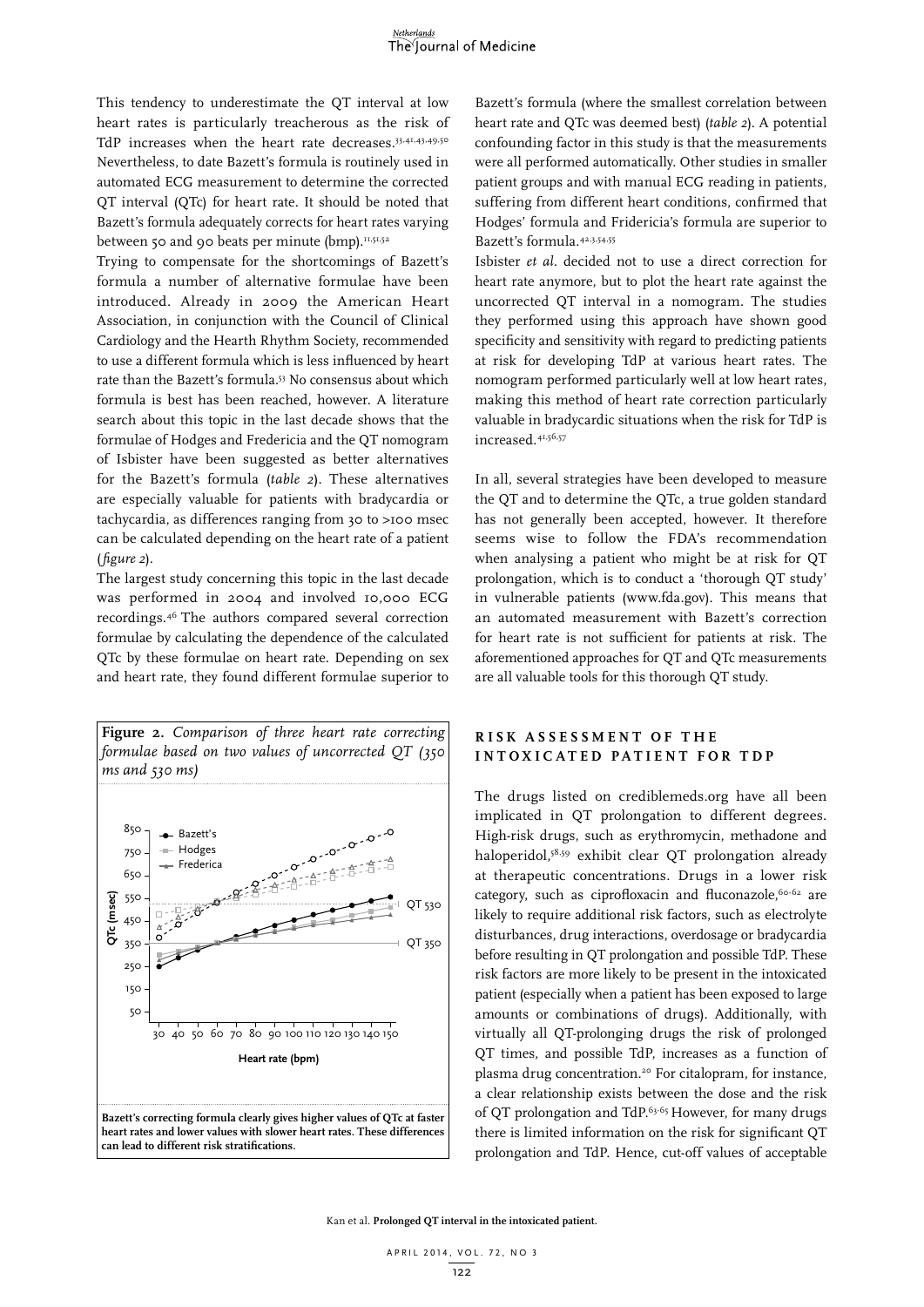This tendency to underestimate the QT interval at low heart rates is particularly treacherous as the risk of TdP increases when the heart rate decreases.[33,41,43,49,50] Nevertheless, to date Bazett's formula is routinely used in automated ECG measurement to determine the corrected QT interval (QTc) for heart rate. It should be noted that Bazett's formula adequately corrects for heart rates varying between 50 and 90 beats per minute (bmp).[11,51,52]

Trying to compensate for the shortcomings of Bazett's formula a number of alternative formulae have been introduced. Already in 2009 the American Heart Association, in conjunction with the Council of Clinical Cardiology and the Hearth Rhythm Society, recommended to use a different formula which is less influenced by heart rate than the Bazett's formula.[53] No consensus about which formula is best has been reached, however. A literature search about this topic in the last decade shows that the formulae of Hodges and Fredericia and the QT nomogram of Isbister have been suggested as better alternatives for the Bazett's formula (*table 2*). These alternatives are especially valuable for patients with bradycardia or tachycardia, as differences ranging from 30 to >100 msec can be calculated depending on the heart rate of a patient (*figure 2*).

The largest study concerning this topic in the last decade was performed in 2004 and involved 10,000 ECG recordings.[46] The authors compared several correction formulae by calculating the dependence of the calculated QTc by these formulae on heart rate. Depending on sex and heart rate, they found different formulae superior to Bazett's formula (where the smallest correlation between heart rate and QTc was deemed best) (*table 2*). A potential confounding factor in this study is that the measurements were all performed automatically. Other studies in smaller patient groups and with manual ECG reading in patients, suffering from different heart conditions, confirmed that Hodges' formula and Fridericia's formula are superior to Bazett's formula.[42,3,54,55]

Isbister *et al.* decided not to use a direct correction for heart rate anymore, but to plot the heart rate against the uncorrected QT interval in a nomogram. The studies they performed using this approach have shown good specificity and sensitivity with regard to predicting patients at risk for developing TdP at various heart rates. The nomogram performed particularly well at low heart rates, making this method of heart rate correction particularly valuable in bradycardic situations when the risk for TdP is increased.[41,56,57]

In all, several strategies have been developed to measure the QT and to determine the QTc, a true golden standard has not generally been accepted, however. It therefore seems wise to follow the FDA's recommendation when analysing a patient who might be at risk for QT prolongation, which is to conduct a 'thorough QT study' in vulnerable patients (www.fda.gov). This means that an automated measurement with Bazett's correction for heart rate is not sufficient for patients at risk. The aforementioned approaches for QT and QTc measurements are all valuable tools for this thorough QT study.

**Figure 2.** *Comparison of three heart rate correcting formulae based on two values of uncorrected QT (350 ms and 530 ms)*

**Bazett's correcting formula clearly gives higher values of QTc at faster heart rates and lower values with slower heart rates. These differences can lead to different risk stratifications.**

## RISK ASSESSMENT OF THE INTOXICATED PATIENT FOR TDP

The drugs listed on crediblemeds.org have all been implicated in QT prolongation to different degrees. High-risk drugs, such as erythromycin, methadone and haloperidol,[58,59] exhibit clear QT prolongation already at therapeutic concentrations. Drugs in a lower risk category, such as ciprofloxacin and fluconazole,[60-62] are likely to require additional risk factors, such as electrolyte disturbances, drug interactions, overdosage or bradycardia before resulting in QT prolongation and possible TdP. These risk factors are more likely to be present in the intoxicated patient (especially when a patient has been exposed to large amounts or combinations of drugs). Additionally, with virtually all QT-prolonging drugs the risk of prolonged QT times, and possible TdP, increases as a function of plasma drug concentration.[20] For citalopram, for instance, a clear relationship exists between the dose and the risk of QT prolongation and TdP.[63-65] However, for many drugs there is limited information on the risk for significant QT prolongation and TdP. Hence, cut-off values of acceptable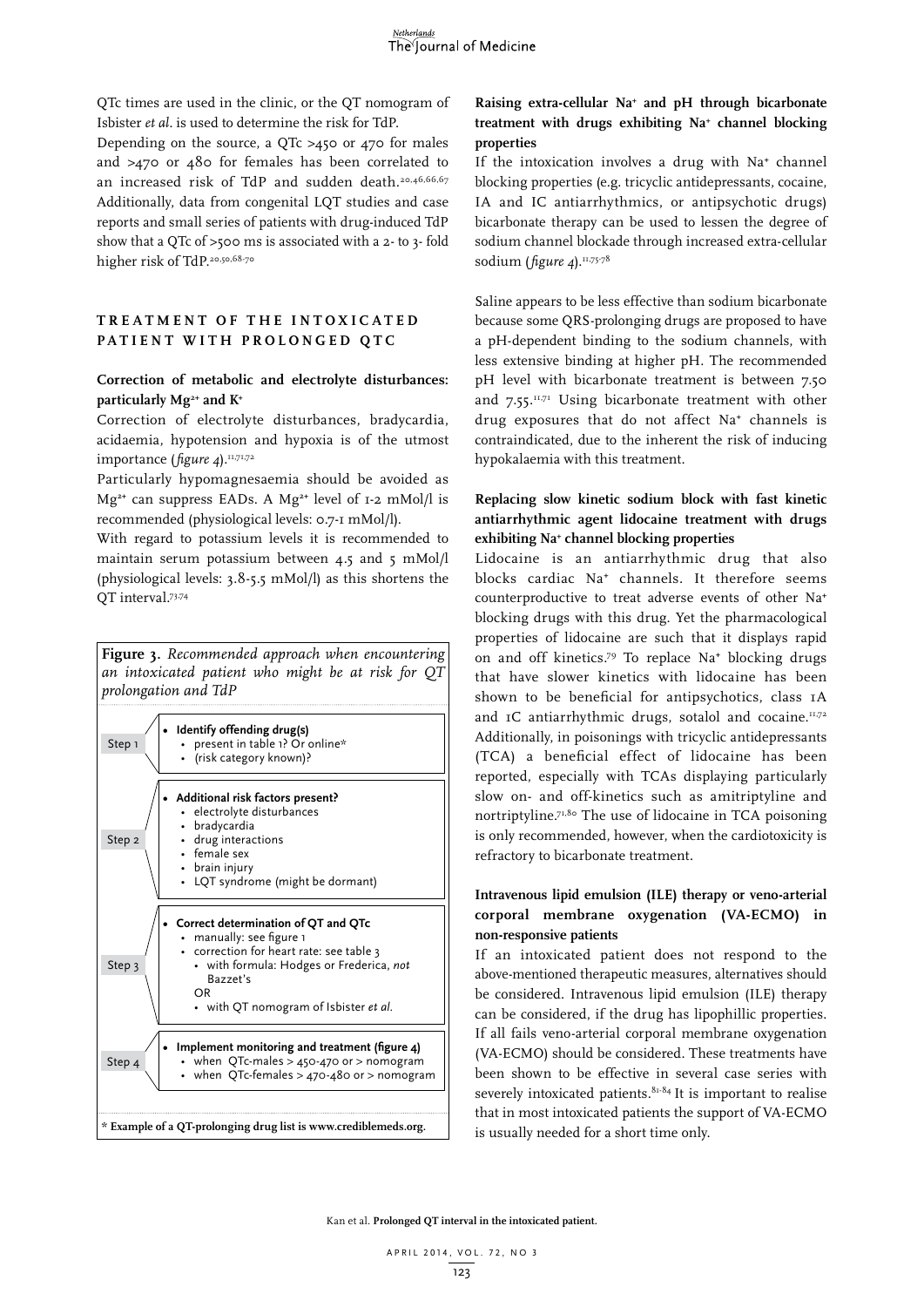QTc times are used in the clinic, or the QT nomogram of Isbister *et al*. is used to determine the risk for TdP.

Depending on the source, a QTc >450 or 470 for males and >470 or 480 for females has been correlated to an increased risk of TdP and sudden death.[20,46,66,67] Additionally, data from congenital LQT studies and case reports and small series of patients with drug-induced TdP show that a QTc of >500 ms is associated with a 2- to 3- fold higher risk of TdP.[20,50,68-70]

## TREATMENT OF THE INTOXICATED PATIENT WITH PROLONGED QTC

### Correction of metabolic and electrolyte disturbances: particularly $Mg^{2+}$ and $K^+$

Correction of electrolyte disturbances, bradycardia, acidaemia, hypotension and hypoxia is of the utmost importance (*figure 4*).[11,71,72]

Particularly hypomagnesaemia should be avoided as $Mg^{2+}$ can suppress EADs. A $Mg^{2+}$ level of 1-2 mMol/l is recommended (physiological levels: 0.7-1 mMol/l).

With regard to potassium levels it is recommended to maintain serum potassium between 4.5 and 5 mMol/l (physiological levels: 3.8-5.5 mMol/l) as this shortens the QT interval.[73,74]

**Figure 3.** *Recommended approach when encountering an intoxicated patient who might be at risk for QT prolongation and TdP*

| Step | |
|---|---|
| Step 1 | • **Identify offending drug(s)**<br>• present in table 1? Or online*<br>• (risk category known)? |
| Step 2 | • **Additional risk factors present?**<br>• electrolyte disturbances<br>• bradycardia<br>• drug interactions<br>• female sex<br>• brain injury<br>• LQT syndrome (might be dormant) |
| Step 3 | • **Correct determination of QT and QTc**<br>• manually: see figure 1<br>• correction for heart rate: see table 3<br>• with formula: Hodges or Frederica, *not* Bazzet's<br>OR<br>• with QT nomogram of Isbister *et al.* |
| Step 4 | • **Implement monitoring and treatment (figure 4)**<br>• when QTc-males > 450-470 or > nomogram<br>• when QTc-females > 470-480 or > nomogram |

**\* Example of a QT-prolonging drug list is www.crediblemeds.org.**

### Raising extra-cellular $Na^+$ and pH through bicarbonate treatment with drugs exhibiting $Na^+$ channel blocking properties

If the intoxication involves a drug with $Na^+$ channel blocking properties (e.g. tricyclic antidepressants, cocaine, IA and IC antiarrhythmics, or antipsychotic drugs) bicarbonate therapy can be used to lessen the degree of sodium channel blockade through increased extra-cellular sodium (*figure 4*).[11,75-78]

Saline appears to be less effective than sodium bicarbonate because some QRS-prolonging drugs are proposed to have a pH-dependent binding to the sodium channels, with less extensive binding at higher pH. The recommended pH level with bicarbonate treatment is between 7.50 and 7.55.[11,71] Using bicarbonate treatment with other drug exposures that do not affect $Na^+$ channels is contraindicated, due to the inherent the risk of inducing hypokalaemia with this treatment.

### Replacing slow kinetic sodium block with fast kinetic antiarrhythmic agent lidocaine treatment with drugs exhibiting $Na^+$ channel blocking properties

Lidocaine is an antiarrhythmic drug that also blocks cardiac $Na^+$ channels. It therefore seems counterproductive to treat adverse events of other $Na^+$ blocking drugs with this drug. Yet the pharmacological properties of lidocaine are such that it displays rapid on and off kinetics.[79] To replace $Na^+$ blocking drugs that have slower kinetics with lidocaine has been shown to be beneficial for antipsychotics, class 1A and 1C antiarrhythmic drugs, sotalol and cocaine.[11,72] Additionally, in poisonings with tricyclic antidepressants (TCA) a beneficial effect of lidocaine has been reported, especially with TCAs displaying particularly slow on- and off-kinetics such as amitriptyline and nortriptyline.[71,80] The use of lidocaine in TCA poisoning is only recommended, however, when the cardiotoxicity is refractory to bicarbonate treatment.

### Intravenous lipid emulsion (ILE) therapy or veno-arterial corporal membrane oxygenation (VA-ECMO) in non-responsive patients

If an intoxicated patient does not respond to the above-mentioned therapeutic measures, alternatives should be considered. Intravenous lipid emulsion (ILE) therapy can be considered, if the drug has lipophillic properties. If all fails veno-arterial corporal membrane oxygenation (VA-ECMO) should be considered. These treatments have been shown to be effective in several case series with severely intoxicated patients.[81-84] It is important to realise that in most intoxicated patients the support of VA-ECMO is usually needed for a short time only.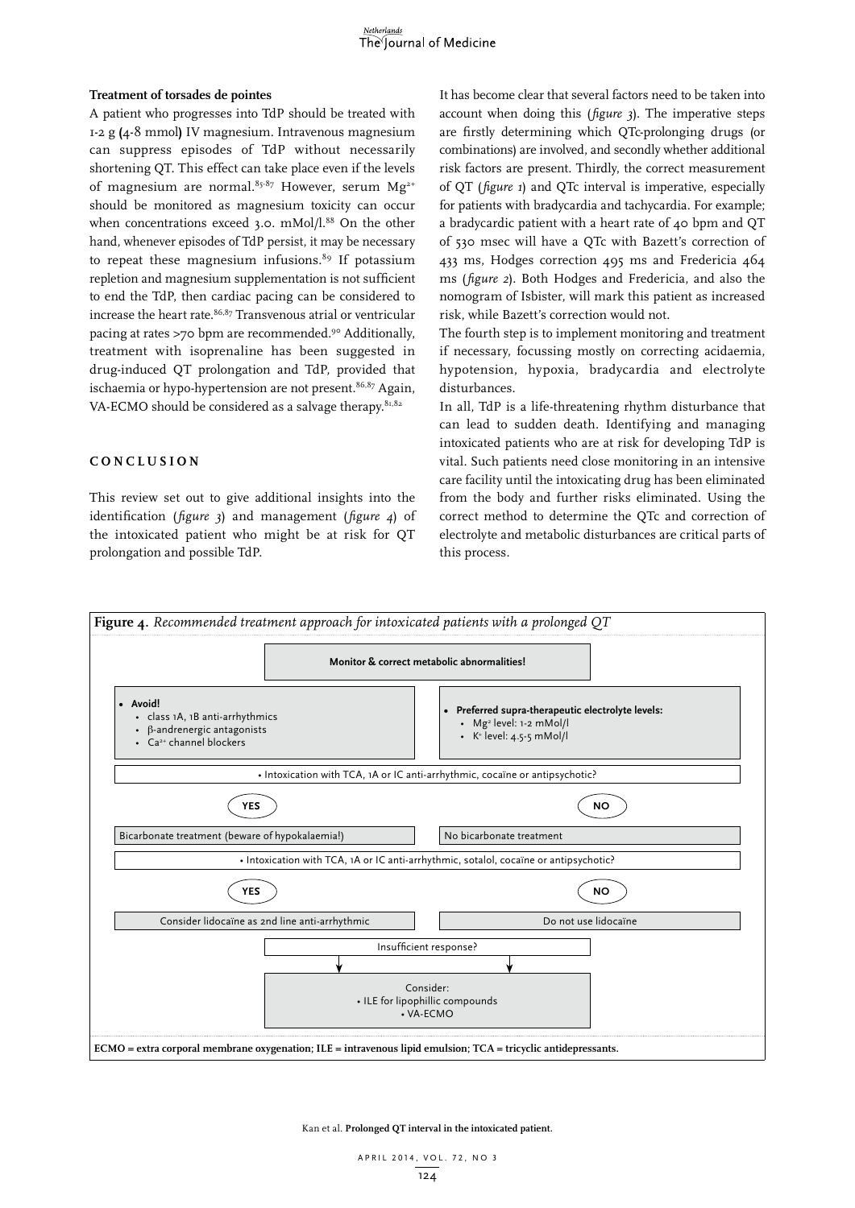### Treatment of torsades de pointes

A patient who progresses into TdP should be treated with 1-2 g (4-8 mmol) IV magnesium. Intravenous magnesium can suppress episodes of TdP without necessarily shortening QT. This effect can take place even if the levels of magnesium are normal.[85-87] However, serum $Mg^{2+}$ should be monitored as magnesium toxicity can occur when concentrations exceed 3.0. mMol/l.[88] On the other hand, whenever episodes of TdP persist, it may be necessary to repeat these magnesium infusions.[89] If potassium repletion and magnesium supplementation is not sufficient to end the TdP, then cardiac pacing can be considered to increase the heart rate.[86,87] Transvenous atrial or ventricular pacing at rates >70 bpm are recommended.[90] Additionally, treatment with isoprenaline has been suggested in drug-induced QT prolongation and TdP, provided that ischaemia or hypo-hypertension are not present.[86,87] Again, VA-ECMO should be considered as a salvage therapy.[81,82]

## CONCLUSION

This review set out to give additional insights into the identification (*figure 3*) and management (*figure 4*) of the intoxicated patient who might be at risk for QT prolongation and possible TdP.

It has become clear that several factors need to be taken into account when doing this (*figure 3*). The imperative steps are firstly determining which QTc-prolonging drugs (or combinations) are involved, and secondly whether additional risk factors are present. Thirdly, the correct measurement of QT (*figure 1*) and QTc interval is imperative, especially for patients with bradycardia and tachycardia. For example; a bradycardic patient with a heart rate of 40 bpm and QT of 530 msec will have a QTc with Bazett's correction of 433 ms, Hodges correction 495 ms and Fredericia 464 ms (*figure 2*). Both Hodges and Fredericia, and also the nomogram of Isbister, will mark this patient as increased risk, while Bazett's correction would not.

The fourth step is to implement monitoring and treatment if necessary, focussing mostly on correcting acidaemia, hypotension, hypoxia, bradycardia and electrolyte disturbances.

In all, TdP is a life-threatening rhythm disturbance that can lead to sudden death. Identifying and managing intoxicated patients who are at risk for developing TdP is vital. Such patients need close monitoring in an intensive care facility until the intoxicating drug has been eliminated from the body and further risks eliminated. Using the correct method to determine the QTc and correction of electrolyte and metabolic disturbances are critical parts of this process.

**Figure 4.** *Recommended treatment approach for intoxicated patients with a prolonged QT*

**Monitor & correct metabolic abnormalities!**

- **Avoid!**
  - class 1A, 1B anti-arrhythmics
  - β-andrenergic antagonists
  - $Ca^{2+}$ channel blockers

- **Preferred supra-therapeutic electrolyte levels:**
  - $Mg^{2}$ level: 1-2 mMol/l
  - $K^{+}$ level: 4.5-5 mMol/l

• Intoxication with TCA, 1A or IC anti-arrhythmic, cocaïne or antipsychotic?

- YES → Bicarbonate treatment (beware of hypokalaemia!)
- NO → No bicarbonate treatment

• Intoxication with TCA, 1A or IC anti-arrhythmic, sotalol, cocaïne or antipsychotic?

- YES → Consider lidocaïne as 2nd line anti-arrhythmic
- NO → Do not use lidocaïne

Insufficient response? → Consider:
- ILE for lipophillic compounds
- VA-ECMO

**ECMO = extra corporal membrane oxygenation; ILE = intravenous lipid emulsion; TCA = tricyclic antidepressants.**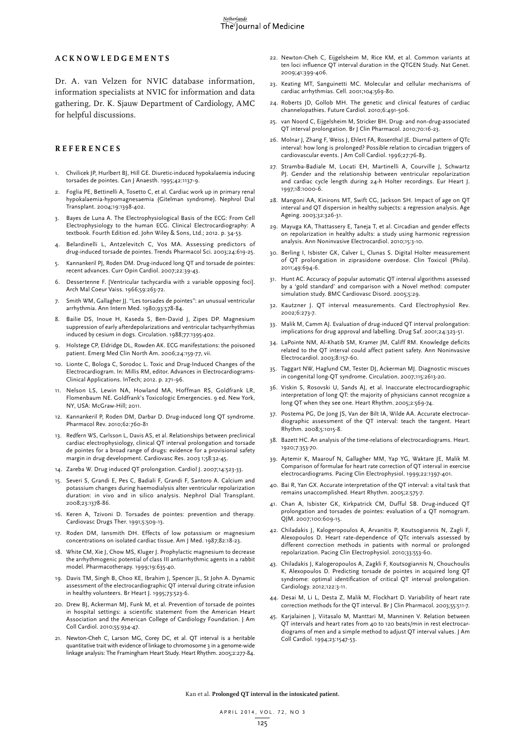## ACKNOWLEDGEMENTS

Dr. A. van Velzen for NVIC database information, information specialists at NVIC for information and data gathering, Dr. K. Sjauw Department of Cardiology, AMC for helpful discussions.

## REFERENCES

1. Chvilicek JP, Hurlbert BJ, Hill GE. Diuretic-induced hypokalaemia inducing torsades de pointes. Can J Anaesth. 1995;42:1137-9.
2. Foglia PE, Bettinelli A, Tosetto C, et al. Cardiac work up in primary renal hypokalaemia-hypomagnesaemia (Gitelman syndrome). Nephrol Dial Transplant. 2004;19:1398-402.
3. Bayes de Luna A. The Electrophysiological Basis of the ECG: From Cell Electrophysiology to the human ECG. Clinical Electrocardiography: A textbook. Fourth Edition ed. John Wiley & Sons, Ltd.; 2012. p. 34-53.
4. Belardinelli L, Antzelevitch C, Vos MA. Assessing predictors of drug-induced torsade de pointes. Trends Pharmacol Sci. 2003;24:619-25.
5. Kannankeril PJ, Roden DM. Drug-induced long QT and torsade de pointes: recent advances. Curr Opin Cardiol. 2007;22:39-43.
6. Dessertenne F. [Ventricular tachycardia with 2 variable opposing foci]. Arch Mal Coeur Vaiss. 1966;59:263-72.
7. Smith WM, Gallagher JJ. "Les torsades de pointes": an unusual ventricular arrhythmia. Ann Intern Med. 1980;93:578-84.
8. Bailie DS, Inoue H, Kaseda S, Ben-David J, Zipes DP. Magnesium suppression of early afterdepolarizations and ventricular tachyarrhythmias induced by cesium in dogs. Circulation. 1988;77:1395-402.
9. Holstege CP, Eldridge DL, Rowden AK. ECG manifestations: the poisoned patient. Emerg Med Clin North Am. 2006;24:159-77, vii.
10. Lionte C, Bologa C, Sorodoc L. Toxic and Drug-Induced Changes of the Electrocardiogram. In: Millis RM, editor. Advances in Electrocardiograms-Clinical Applications. InTech; 2012. p. 271-96.
11. Nelson LS, Lewin NA, Howland MA, Hoffman RS, Goldfrank LR, Flomenbaum NE. Goldfrank's Toxicologic Emergencies. 9 ed. New York, NY, USA: McGraw-Hill; 2011.
12. Kannankeril P, Roden DM, Darbar D. Drug-induced long QT syndrome. Pharmacol Rev. 2010;62:760-81
13. Redfern WS, Carlsson L, Davis AS, et al. Relationships between preclinical cardiac electrophysiology, clinical QT interval prolongation and torsade de pointes for a broad range of drugs: evidence for a provisional safety margin in drug development. Cardiovasc Res. 2003 1;58:32-45.
14. Zareba W. Drug induced QT prolongation. Cardiol J. 2007;14:523-33.
15. Severi S, Grandi E, Pes C, Badiali F, Grandi F, Santoro A. Calcium and potassium changes during haemodialysis alter ventricular repolarization duration: in vivo and in silico analysis. Nephrol Dial Transplant. 2008;23:1378-86.
16. Keren A, Tzivoni D. Torsades de pointes: prevention and therapy. Cardiovasc Drugs Ther. 1991;5:509-13.
17. Roden DM, Iansmith DH. Effects of low potassium or magnesium concentrations on isolated cardiac tissue. Am J Med. 1987;82:18-23.
18. White CM, Xie J, Chow MS, Kluger J. Prophylactic magnesium to decrease the arrhythmogenic potential of class III antiarrhythmic agents in a rabbit model. Pharmacotherapy. 1999;19:635-40.
19. Davis TM, Singh B, Choo KE, Ibrahim J, Spencer JL, St John A. Dynamic assessment of the electrocardiographic QT interval during citrate infusion in healthy volunteers. Br Heart J. 1995;73:523-6.
20. Drew BJ, Ackerman MJ, Funk M, et al. Prevention of torsade de pointes in hospital settings: a scientific statement from the American Heart Association and the American College of Cardiology Foundation. J Am Coll Cardiol. 2010;55:934-47.
21. Newton-Cheh C, Larson MG, Corey DC, et al. QT interval is a heritable quantitative trait with evidence of linkage to chromosome 3 in a genome-wide linkage analysis: The Framingham Heart Study. Heart Rhythm. 2005;2:277-84.
22. Newton-Cheh C, Eijgelsheim M, Rice KM, et al. Common variants at ten loci influence QT interval duration in the QTGEN Study. Nat Genet. 2009;41:399-406.
23. Keating MT, Sanguinetti MC. Molecular and cellular mechanisms of cardiac arrhythmias. Cell. 2001;104:569-80.
24. Roberts JD, Gollob MH. The genetic and clinical features of cardiac channelopathies. Future Cardiol. 2010;6:491-506.
25. van Noord C, Eijgelsheim M, Stricker BH. Drug- and non-drug-associated QT interval prolongation. Br J Clin Pharmacol. 2010;70:16-23.
26. Molnar J, Zhang F, Weiss J, Ehlert FA, Rosenthal JE. Diurnal pattern of QTc interval: how long is prolonged? Possible relation to circadian triggers of cardiovascular events. J Am Coll Cardiol. 1996;27:76-83.
27. Stramba-Badiale M, Locati EH, Martinelli A, Courville J, Schwartz PJ. Gender and the relationship between ventricular repolarization and cardiac cycle length during 24-h Holter recordings. Eur Heart J. 1997;18:1000-6.
28. Mangoni AA, Kinirons MT, Swift CG, Jackson SH. Impact of age on QT interval and QT dispersion in healthy subjects: a regression analysis. Age Ageing. 2003;32:326-31.
29. Mayuga KA, Thattassery E, Taneja T, et al. Circadian and gender effects on repolarization in healthy adults: a study using harmonic regression analysis. Ann Noninvasive Electrocardiol. 2010;15:3-10.
30. Berling I, Isbister GK, Calver L, Clunas S. Digital Holter measurement of QT prolongation in ziprasidone overdose. Clin Toxicol (Phila). 2011;49:694-6.
31. Hunt AC. Accuracy of popular automatic QT interval algorithms assessed by a 'gold standard' and comparison with a Novel method: computer simulation study. BMC Cardiovasc Disord. 2005;5:29.
32. Kautzner J. QT interval measurements. Card Electrophysiol Rev. 2002;6:273-7.
33. Malik M, Camm AJ. Evaluation of drug-induced QT interval prolongation: implications for drug approval and labelling. Drug Saf. 2001;24:323-51.
34. LaPointe NM, Al-Khatib SM, Kramer JM, Califf RM. Knowledge deficits related to the QT interval could affect patient safety. Ann Noninvasive Electrocardiol. 2003;8:157-60.
35. Taggart NW, Haglund CM, Tester DJ, Ackerman MJ. Diagnostic miscues in congenital long-QT syndrome. Circulation. 2007;115:2613-20.
36. Viskin S, Rosovski U, Sands AJ, et al. Inaccurate electrocardiographic interpretation of long QT: the majority of physicians cannot recognize a long QT when they see one. Heart Rhythm. 2005;2:569-74.
37. Postema PG, De Jong JS, Van der Bilt IA, Wilde AA. Accurate electrocardiographic assessment of the QT interval: teach the tangent. Heart Rhythm. 2008;5:1015-8.
38. Bazett HC. An analysis of the time-relations of electrocardiograms. Heart. 1920;7:353-70.
39. Aytemir K, Maarouf N, Gallagher MM, Yap YG, Waktare JE, Malik M. Comparison of formulae for heart rate correction of QT interval in exercise electrocardiograms. Pacing Clin Electrophysiol. 1999;22:1397-401.
40. Bai R, Yan GX. Accurate interpretation of the QT interval: a vital task that remains unaccomplished. Heart Rhythm. 2005;2:575-7.
41. Chan A, Isbister GK, Kirkpatrick CM, Dufful SB. Drug-induced QT prolongation and torsades de pointes: evaluation of a QT nomogram. QJM. 2007;100:609-15.
42. Chiladakis J, Kalogeropoulos A, Arvanitis P, Koutsogiannis N, Zagli F, Alexopoulos D. Heart rate-dependence of QTc intervals assessed by different correction methods in patients with normal or prolonged repolarization. Pacing Clin Electrophysiol. 2010;33:553-60.
43. Chiladakis J, Kalogeropoulos A, Zagkli F, Koutsogiannis N, Chouchoulis K, Alexopoulos D. Predicting torsade de pointes in acquired long QT syndrome: optimal identification of critical QT interval prolongation. Cardiology. 2012;122:3-11.
44. Desai M, Li L, Desta Z, Malik M, Flockhart D. Variability of heart rate correction methods for the QT interval. Br J Clin Pharmacol. 2003;55:511-7.
45. Karjalainen J, Viitasalo M, Manttari M, Manninen V. Relation between QT intervals and heart rates from 40 to 120 beats/min in rest electrocardiograms of men and a simple method to adjust QT interval values. J Am Coll Cardiol. 1994;23:1547-53.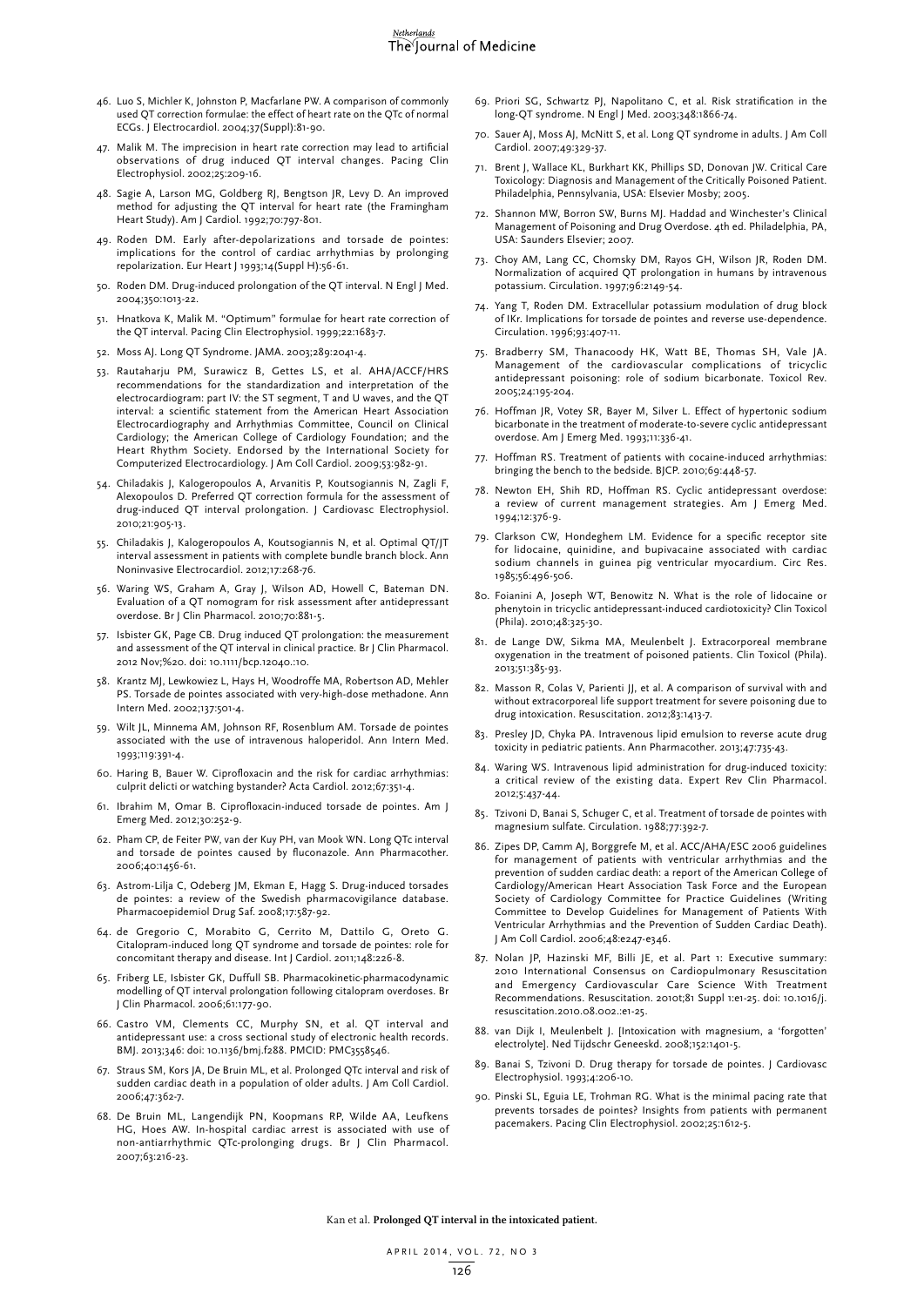46. Luo S, Michler K, Johnston P, Macfarlane PW. A comparison of commonly used QT correction formulae: the effect of heart rate on the QTc of normal ECGs. J Electrocardiol. 2004;37(Suppl):81-90.
47. Malik M. The imprecision in heart rate correction may lead to artificial observations of drug induced QT interval changes. Pacing Clin Electrophysiol. 2002;25:209-16.
48. Sagie A, Larson MG, Goldberg RJ, Bengtson JR, Levy D. An improved method for adjusting the QT interval for heart rate (the Framingham Heart Study). Am J Cardiol. 1992;70:797-801.
49. Roden DM. Early after-depolarizations and torsade de pointes: implications for the control of cardiac arrhythmias by prolonging repolarization. Eur Heart J 1993;14(Suppl H):56-61.
50. Roden DM. Drug-induced prolongation of the QT interval. N Engl J Med. 2004;350:1013-22.
51. Hnatkova K, Malik M. "Optimum" formulae for heart rate correction of the QT interval. Pacing Clin Electrophysiol. 1999;22:1683-7.
52. Moss AJ. Long QT Syndrome. JAMA. 2003;289:2041-4.
53. Rautaharju PM, Surawicz B, Gettes LS, et al. AHA/ACCF/HRS recommendations for the standardization and interpretation of the electrocardiogram: part IV: the ST segment, T and U waves, and the QT interval: a scientific statement from the American Heart Association Electrocardiography and Arrhythmias Committee, Council on Clinical Cardiology; the American College of Cardiology Foundation; and the Heart Rhythm Society. Endorsed by the International Society for Computerized Electrocardiology. J Am Coll Cardiol. 2009;53:982-91.
54. Chiladakis J, Kalogeropoulos A, Arvanitis P, Koutsogiannis N, Zagli F, Alexopoulos D. Preferred QT correction formula for the assessment of drug-induced QT interval prolongation. J Cardiovasc Electrophysiol. 2010;21:905-13.
55. Chiladakis J, Kalogeropoulos A, Koutsogiannis N, et al. Optimal QT/JT interval assessment in patients with complete bundle branch block. Ann Noninvasive Electrocardiol. 2012;17:268-76.
56. Waring WS, Graham A, Gray J, Wilson AD, Howell C, Bateman DN. Evaluation of a QT nomogram for risk assessment after antidepressant overdose. Br J Clin Pharmacol. 2010;70:881-5.
57. Isbister GK, Page CB. Drug induced QT prolongation: the measurement and assessment of the QT interval in clinical practice. Br J Clin Pharmacol. 2012 Nov;%20. doi: 10.1111/bcp.12040.:10.
58. Krantz MJ, Lewkowiez L, Hays H, Woodroffe MA, Robertson AD, Mehler PS. Torsade de pointes associated with very-high-dose methadone. Ann Intern Med. 2002;137:501-4.
59. Wilt JL, Minnema AM, Johnson RF, Rosenblum AM. Torsade de pointes associated with the use of intravenous haloperidol. Ann Intern Med. 1993;119:391-4.
60. Haring B, Bauer W. Ciprofloxacin and the risk for cardiac arrhythmias: culprit delicti or watching bystander? Acta Cardiol. 2012;67:351-4.
61. Ibrahim M, Omar B. Ciprofloxacin-induced torsade de pointes. Am J Emerg Med. 2012;30:252-9.
62. Pham CP, de Feiter PW, van der Kuy PH, van Mook WN. Long QTc interval and torsade de pointes caused by fluconazole. Ann Pharmacother. 2006;40:1456-61.
63. Astrom-Lilja C, Odeberg JM, Ekman E, Hagg S. Drug-induced torsades de pointes: a review of the Swedish pharmacovigilance database. Pharmacoepidemiol Drug Saf. 2008;17:587-92.
64. de Gregorio C, Morabito G, Cerrito M, Dattilo G, Oreto G. Citalopram-induced long QT syndrome and torsade de pointes: role for concomitant therapy and disease. Int J Cardiol. 2011;148:226-8.
65. Friberg LE, Isbister GK, Duffull SB. Pharmacokinetic-pharmacodynamic modelling of QT interval prolongation following citalopram overdoses. Br J Clin Pharmacol. 2006;61:177-90.
66. Castro VM, Clements CC, Murphy SN, et al. QT interval and antidepressant use: a cross sectional study of electronic health records. BMJ. 2013;346: doi: 10.1136/bmj.f288. PMCID: PMC3558546.
67. Straus SM, Kors JA, De Bruin ML, et al. Prolonged QTc interval and risk of sudden cardiac death in a population of older adults. J Am Coll Cardiol. 2006;47:362-7.
68. De Bruin ML, Langendijk PN, Koopmans RP, Wilde AA, Leufkens HG, Hoes AW. In-hospital cardiac arrest is associated with use of non-antiarrhythmic QTc-prolonging drugs. Br J Clin Pharmacol. 2007;63:216-23.
69. Priori SG, Schwartz PJ, Napolitano C, et al. Risk stratification in the long-QT syndrome. N Engl J Med. 2003;348:1866-74.
70. Sauer AJ, Moss AJ, McNitt S, et al. Long QT syndrome in adults. J Am Coll Cardiol. 2007;49:329-37.
71. Brent J, Wallace KL, Burkhart KK, Phillips SD, Donovan JW. Critical Care Toxicology: Diagnosis and Management of the Critically Poisoned Patient. Philadelphia, Pennsylvania, USA: Elsevier Mosby; 2005.
72. Shannon MW, Borron SW, Burns MJ. Haddad and Winchester's Clinical Management of Poisoning and Drug Overdose. 4th ed. Philadelphia, PA, USA: Saunders Elsevier; 2007.
73. Choy AM, Lang CC, Chomsky DM, Rayos GH, Wilson JR, Roden DM. Normalization of acquired QT prolongation in humans by intravenous potassium. Circulation. 1997;96:2149-54.
74. Yang T, Roden DM. Extracellular potassium modulation of drug block of IKr. Implications for torsade de pointes and reverse use-dependence. Circulation. 1996;93:407-11.
75. Bradberry SM, Thanacoody HK, Watt BE, Thomas SH, Vale JA. Management of the cardiovascular complications of tricyclic antidepressant poisoning: role of sodium bicarbonate. Toxicol Rev. 2005;24:195-204.
76. Hoffman JR, Votey SR, Bayer M, Silver L. Effect of hypertonic sodium bicarbonate in the treatment of moderate-to-severe cyclic antidepressant overdose. Am J Emerg Med. 1993;11:336-41.
77. Hoffman RS. Treatment of patients with cocaine-induced arrhythmias: bringing the bench to the bedside. BJCP. 2010;69:448-57.
78. Newton EH, Shih RD, Hoffman RS. Cyclic antidepressant overdose: a review of current management strategies. Am J Emerg Med. 1994;12:376-9.
79. Clarkson CW, Hondeghem LM. Evidence for a specific receptor site for lidocaine, quinidine, and bupivacaine associated with cardiac sodium channels in guinea pig ventricular myocardium. Circ Res. 1985;56:496-506.
80. Foianini A, Joseph WT, Benowitz N. What is the role of lidocaine or phenytoin in tricyclic antidepressant-induced cardiotoxicity? Clin Toxicol (Phila). 2010;48:325-30.
81. de Lange DW, Sikma MA, Meulenbelt J. Extracorporeal membrane oxygenation in the treatment of poisoned patients. Clin Toxicol (Phila). 2013;51:385-93.
82. Masson R, Colas V, Parienti JJ, et al. A comparison of survival with and without extracorporeal life support treatment for severe poisoning due to drug intoxication. Resuscitation. 2012;83:1413-7.
83. Presley JD, Chyka PA. Intravenous lipid emulsion to reverse acute drug toxicity in pediatric patients. Ann Pharmacother. 2013;47:735-43.
84. Waring WS. Intravenous lipid administration for drug-induced toxicity: a critical review of the existing data. Expert Rev Clin Pharmacol. 2012;5:437-44.
85. Tzivoni D, Banai S, Schuger C, et al. Treatment of torsade de pointes with magnesium sulfate. Circulation. 1988;77:392-7.
86. Zipes DP, Camm AJ, Borggrefe M, et al. ACC/AHA/ESC 2006 guidelines for management of patients with ventricular arrhythmias and the prevention of sudden cardiac death: a report of the American College of Cardiology/American Heart Association Task Force and the European Society of Cardiology Committee for Practice Guidelines (Writing Committee to Develop Guidelines for Management of Patients With Ventricular Arrhythmias and the Prevention of Sudden Cardiac Death). J Am Coll Cardiol. 2006;48:e247-e346.
87. Nolan JP, Hazinski MF, Billi JE, et al. Part 1: Executive summary: 2010 International Consensus on Cardiopulmonary Resuscitation and Emergency Cardiovascular Care Science With Treatment Recommendations. Resuscitation. 2010t;81 Suppl 1:e1-25. doi: 10.1016/j.resuscitation.2010.08.002.:e1-25.
88. van Dijk I, Meulenbelt J. [Intoxication with magnesium, a 'forgotten' electrolyte]. Ned Tijdschr Geneeskd. 2008;152:1401-5.
89. Banai S, Tzivoni D. Drug therapy for torsade de pointes. J Cardiovasc Electrophysiol. 1993;4:206-10.
90. Pinski SL, Eguia LE, Trohman RG. What is the minimal pacing rate that prevents torsades de pointes? Insights from patients with permanent pacemakers. Pacing Clin Electrophysiol. 2002;25:1612-5.